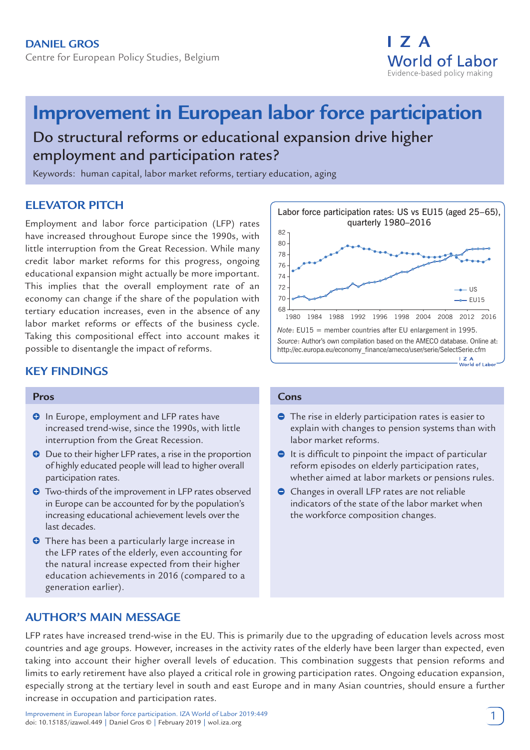**DANIEL GROS**
Centre for European Policy Studies, Belgium

# Improvement in European labor force participation

## Do structural reforms or educational expansion drive higher employment and participation rates?

Keywords: human capital, labor market reforms, tertiary education, aging

## ELEVATOR PITCH

Employment and labor force participation (LFP) rates have increased throughout Europe since the 1990s, with little interruption from the Great Recession. While many credit labor market reforms for this progress, ongoing educational expansion might actually be more important. This implies that the overall employment rate of an economy can change if the share of the population with tertiary education increases, even in the absence of any labor market reforms or effects of the business cycle. Taking this compositional effect into account makes it possible to disentangle the impact of reforms.

Labor force participation rates: US vs EU15 (aged 25–65), quarterly 1980–2016

*Note*: EU15 = member countries after EU enlargement in 1995.
*Source*: Author's own compilation based on the AMECO database. Online at: http://ec.europa.eu/economy_finance/ameco/user/serie/SelectSerie.cfm

## KEY FINDINGS

### Pros

- In Europe, employment and LFP rates have increased trend-wise, since the 1990s, with little interruption from the Great Recession.
- Due to their higher LFP rates, a rise in the proportion of highly educated people will lead to higher overall participation rates.
- Two-thirds of the improvement in LFP rates observed in Europe can be accounted for by the population's increasing educational achievement levels over the last decades.
- There has been a particularly large increase in the LFP rates of the elderly, even accounting for the natural increase expected from their higher education achievements in 2016 (compared to a generation earlier).

### Cons

- The rise in elderly participation rates is easier to explain with changes to pension systems than with labor market reforms.
- It is difficult to pinpoint the impact of particular reform episodes on elderly participation rates, whether aimed at labor markets or pensions rules.
- Changes in overall LFP rates are not reliable indicators of the state of the labor market when the workforce composition changes.

## AUTHOR'S MAIN MESSAGE

LFP rates have increased trend-wise in the EU. This is primarily due to the upgrading of education levels across most countries and age groups. However, increases in the activity rates of the elderly have been larger than expected, even taking into account their higher overall levels of education. This combination suggests that pension reforms and limits to early retirement have also played a critical role in growing participation rates. Ongoing education expansion, especially strong at the tertiary level in south and east Europe and in many Asian countries, should ensure a further increase in occupation and participation rates.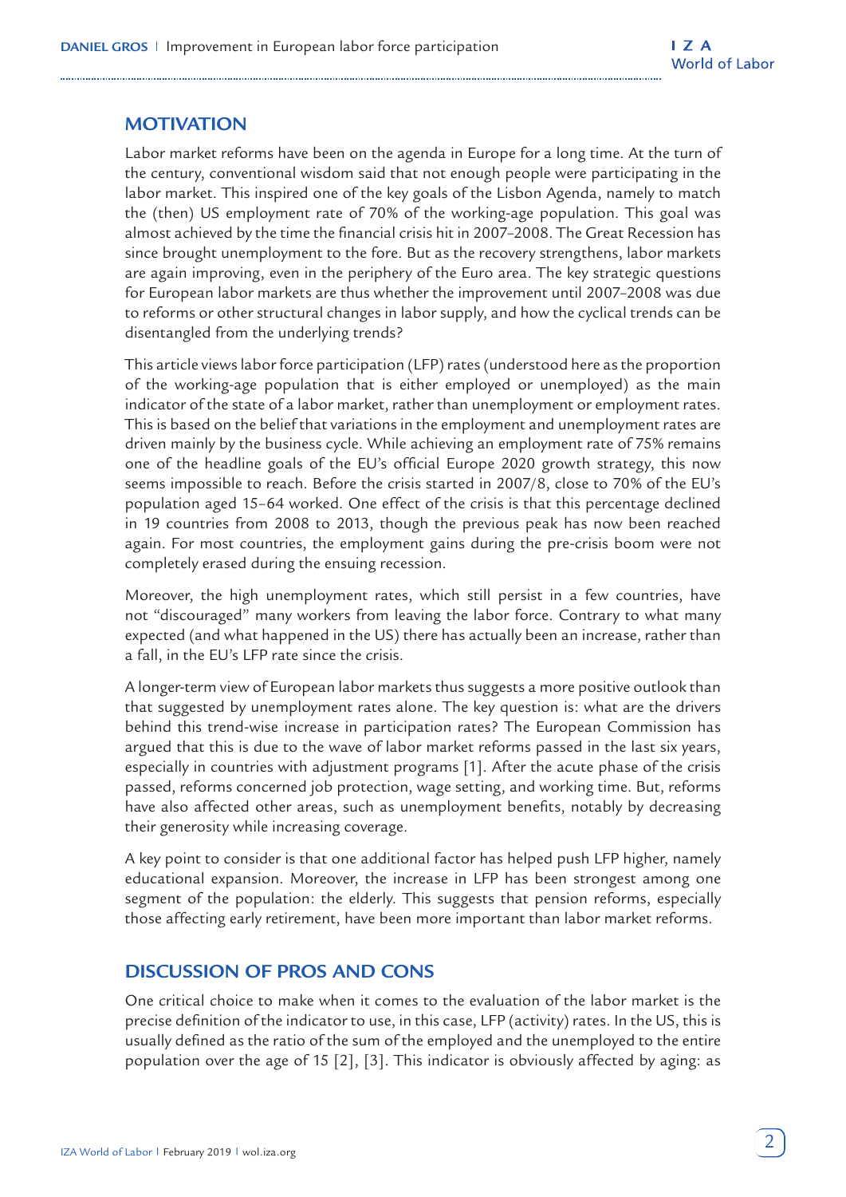## MOTIVATION

Labor market reforms have been on the agenda in Europe for a long time. At the turn of the century, conventional wisdom said that not enough people were participating in the labor market. This inspired one of the key goals of the Lisbon Agenda, namely to match the (then) US employment rate of 70% of the working-age population. This goal was almost achieved by the time the financial crisis hit in 2007–2008. The Great Recession has since brought unemployment to the fore. But as the recovery strengthens, labor markets are again improving, even in the periphery of the Euro area. The key strategic questions for European labor markets are thus whether the improvement until 2007–2008 was due to reforms or other structural changes in labor supply, and how the cyclical trends can be disentangled from the underlying trends?

This article views labor force participation (LFP) rates (understood here as the proportion of the working-age population that is either employed or unemployed) as the main indicator of the state of a labor market, rather than unemployment or employment rates. This is based on the belief that variations in the employment and unemployment rates are driven mainly by the business cycle. While achieving an employment rate of 75% remains one of the headline goals of the EU's official Europe 2020 growth strategy, this now seems impossible to reach. Before the crisis started in 2007/8, close to 70% of the EU's population aged 15–64 worked. One effect of the crisis is that this percentage declined in 19 countries from 2008 to 2013, though the previous peak has now been reached again. For most countries, the employment gains during the pre-crisis boom were not completely erased during the ensuing recession.

Moreover, the high unemployment rates, which still persist in a few countries, have not "discouraged" many workers from leaving the labor force. Contrary to what many expected (and what happened in the US) there has actually been an increase, rather than a fall, in the EU's LFP rate since the crisis.

A longer-term view of European labor markets thus suggests a more positive outlook than that suggested by unemployment rates alone. The key question is: what are the drivers behind this trend-wise increase in participation rates? The European Commission has argued that this is due to the wave of labor market reforms passed in the last six years, especially in countries with adjustment programs [1]. After the acute phase of the crisis passed, reforms concerned job protection, wage setting, and working time. But, reforms have also affected other areas, such as unemployment benefits, notably by decreasing their generosity while increasing coverage.

A key point to consider is that one additional factor has helped push LFP higher, namely educational expansion. Moreover, the increase in LFP has been strongest among one segment of the population: the elderly. This suggests that pension reforms, especially those affecting early retirement, have been more important than labor market reforms.

## DISCUSSION OF PROS AND CONS

One critical choice to make when it comes to the evaluation of the labor market is the precise definition of the indicator to use, in this case, LFP (activity) rates. In the US, this is usually defined as the ratio of the sum of the employed and the unemployed to the entire population over the age of 15 [2], [3]. This indicator is obviously affected by aging: as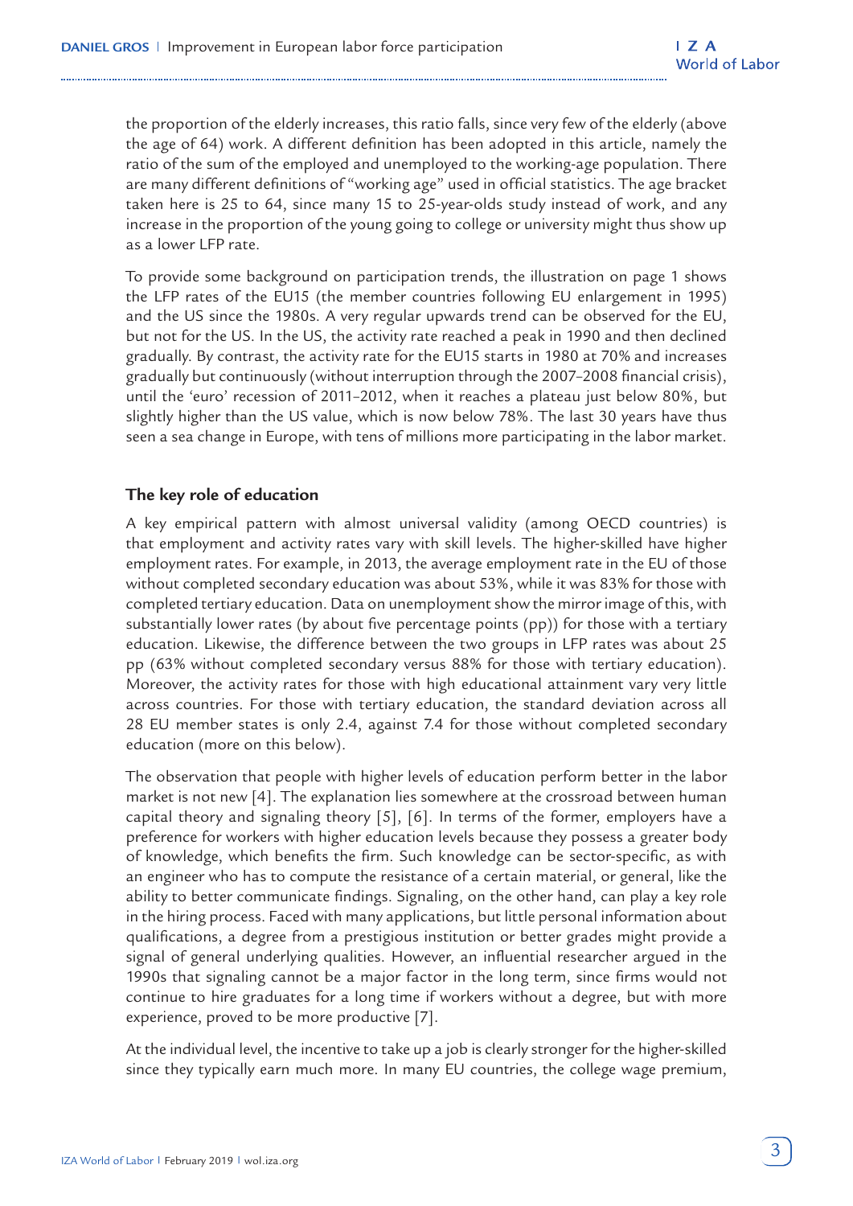the proportion of the elderly increases, this ratio falls, since very few of the elderly (above the age of 64) work. A different definition has been adopted in this article, namely the ratio of the sum of the employed and unemployed to the working-age population. There are many different definitions of "working age" used in official statistics. The age bracket taken here is 25 to 64, since many 15 to 25-year-olds study instead of work, and any increase in the proportion of the young going to college or university might thus show up as a lower LFP rate.

To provide some background on participation trends, the illustration on page 1 shows the LFP rates of the EU15 (the member countries following EU enlargement in 1995) and the US since the 1980s. A very regular upwards trend can be observed for the EU, but not for the US. In the US, the activity rate reached a peak in 1990 and then declined gradually. By contrast, the activity rate for the EU15 starts in 1980 at 70% and increases gradually but continuously (without interruption through the 2007–2008 financial crisis), until the 'euro' recession of 2011–2012, when it reaches a plateau just below 80%, but slightly higher than the US value, which is now below 78%. The last 30 years have thus seen a sea change in Europe, with tens of millions more participating in the labor market.

## The key role of education

A key empirical pattern with almost universal validity (among OECD countries) is that employment and activity rates vary with skill levels. The higher-skilled have higher employment rates. For example, in 2013, the average employment rate in the EU of those without completed secondary education was about 53%, while it was 83% for those with completed tertiary education. Data on unemployment show the mirror image of this, with substantially lower rates (by about five percentage points (pp)) for those with a tertiary education. Likewise, the difference between the two groups in LFP rates was about 25 pp (63% without completed secondary versus 88% for those with tertiary education). Moreover, the activity rates for those with high educational attainment vary very little across countries. For those with tertiary education, the standard deviation across all 28 EU member states is only 2.4, against 7.4 for those without completed secondary education (more on this below).

The observation that people with higher levels of education perform better in the labor market is not new [4]. The explanation lies somewhere at the crossroad between human capital theory and signaling theory [5], [6]. In terms of the former, employers have a preference for workers with higher education levels because they possess a greater body of knowledge, which benefits the firm. Such knowledge can be sector-specific, as with an engineer who has to compute the resistance of a certain material, or general, like the ability to better communicate findings. Signaling, on the other hand, can play a key role in the hiring process. Faced with many applications, but little personal information about qualifications, a degree from a prestigious institution or better grades might provide a signal of general underlying qualities. However, an influential researcher argued in the 1990s that signaling cannot be a major factor in the long term, since firms would not continue to hire graduates for a long time if workers without a degree, but with more experience, proved to be more productive [7].

At the individual level, the incentive to take up a job is clearly stronger for the higher-skilled since they typically earn much more. In many EU countries, the college wage premium,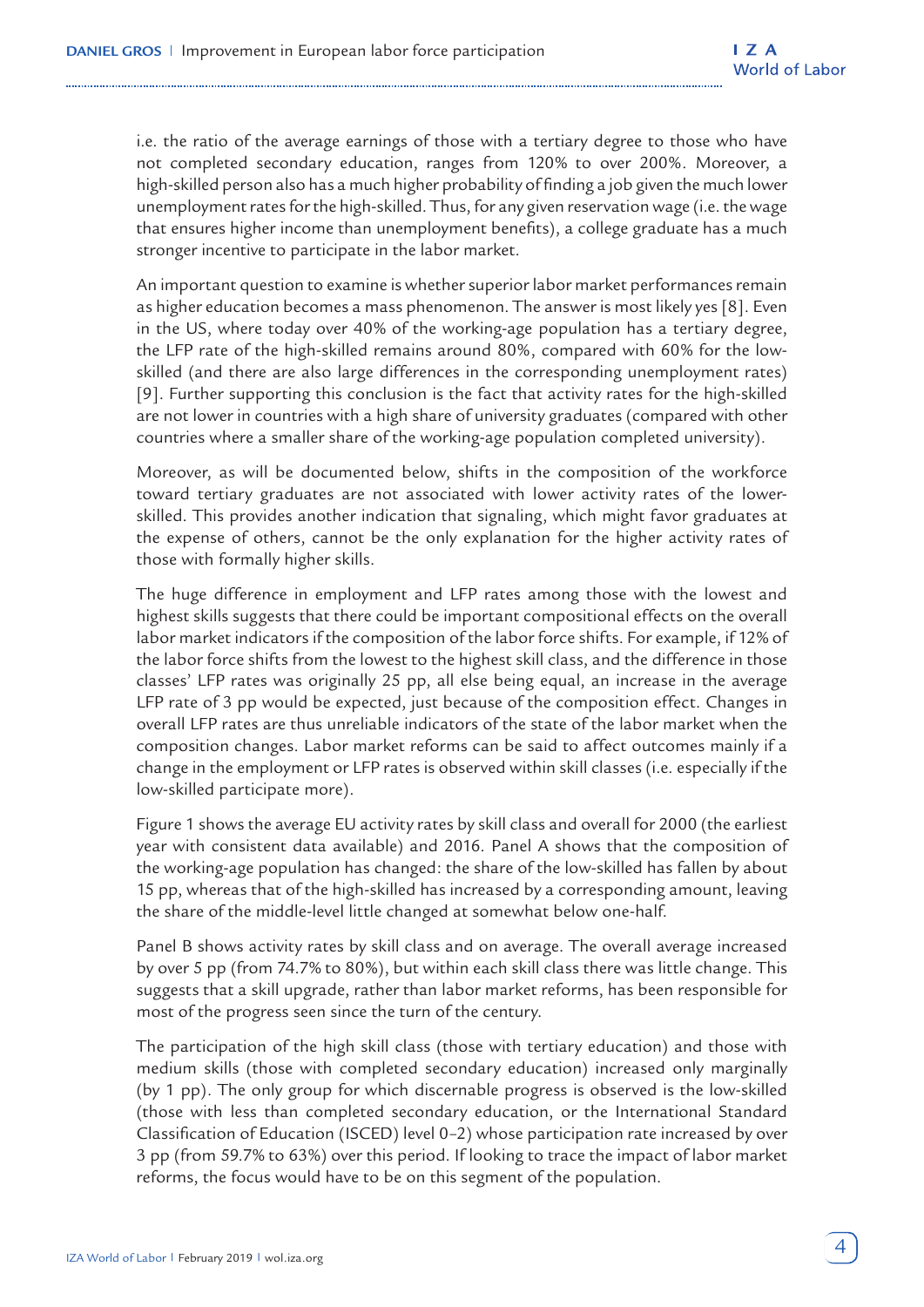i.e. the ratio of the average earnings of those with a tertiary degree to those who have not completed secondary education, ranges from 120% to over 200%. Moreover, a high-skilled person also has a much higher probability of finding a job given the much lower unemployment rates for the high-skilled. Thus, for any given reservation wage (i.e. the wage that ensures higher income than unemployment benefits), a college graduate has a much stronger incentive to participate in the labor market.

An important question to examine is whether superior labor market performances remain as higher education becomes a mass phenomenon. The answer is most likely yes [8]. Even in the US, where today over 40% of the working-age population has a tertiary degree, the LFP rate of the high-skilled remains around 80%, compared with 60% for the low-skilled (and there are also large differences in the corresponding unemployment rates) [9]. Further supporting this conclusion is the fact that activity rates for the high-skilled are not lower in countries with a high share of university graduates (compared with other countries where a smaller share of the working-age population completed university).

Moreover, as will be documented below, shifts in the composition of the workforce toward tertiary graduates are not associated with lower activity rates of the lower-skilled. This provides another indication that signaling, which might favor graduates at the expense of others, cannot be the only explanation for the higher activity rates of those with formally higher skills.

The huge difference in employment and LFP rates among those with the lowest and highest skills suggests that there could be important compositional effects on the overall labor market indicators if the composition of the labor force shifts. For example, if 12% of the labor force shifts from the lowest to the highest skill class, and the difference in those classes' LFP rates was originally 25 pp, all else being equal, an increase in the average LFP rate of 3 pp would be expected, just because of the composition effect. Changes in overall LFP rates are thus unreliable indicators of the state of the labor market when the composition changes. Labor market reforms can be said to affect outcomes mainly if a change in the employment or LFP rates is observed within skill classes (i.e. especially if the low-skilled participate more).

Figure 1 shows the average EU activity rates by skill class and overall for 2000 (the earliest year with consistent data available) and 2016. Panel A shows that the composition of the working-age population has changed: the share of the low-skilled has fallen by about 15 pp, whereas that of the high-skilled has increased by a corresponding amount, leaving the share of the middle-level little changed at somewhat below one-half.

Panel B shows activity rates by skill class and on average. The overall average increased by over 5 pp (from 74.7% to 80%), but within each skill class there was little change. This suggests that a skill upgrade, rather than labor market reforms, has been responsible for most of the progress seen since the turn of the century.

The participation of the high skill class (those with tertiary education) and those with medium skills (those with completed secondary education) increased only marginally (by 1 pp). The only group for which discernable progress is observed is the low-skilled (those with less than completed secondary education, or the International Standard Classification of Education (ISCED) level 0–2) whose participation rate increased by over 3 pp (from 59.7% to 63%) over this period. If looking to trace the impact of labor market reforms, the focus would have to be on this segment of the population.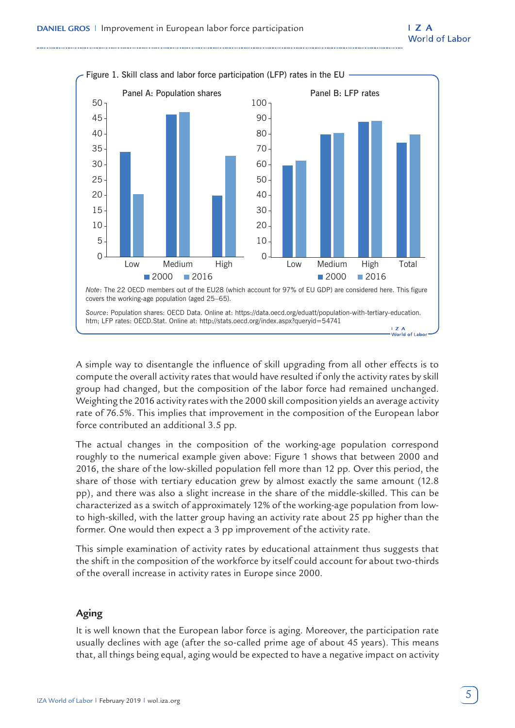Figure 1. Skill class and labor force participation (LFP) rates in the EU

Panel A: Population shares

Panel B: LFP rates

*Note*: The 22 OECD members out of the EU28 (which account for 97% of EU GDP) are considered here. This figure covers the working-age population (aged 25–65).

*Source*: Population shares: OECD Data. Online at: https://data.oecd.org/eduatt/population-with-tertiary-education.htm; LFP rates: OECD.Stat. Online at: http://stats.oecd.org/index.aspx?queryid=54741

A simple way to disentangle the influence of skill upgrading from all other effects is to compute the overall activity rates that would have resulted if only the activity rates by skill group had changed, but the composition of the labor force had remained unchanged. Weighting the 2016 activity rates with the 2000 skill composition yields an average activity rate of 76.5%. This implies that improvement in the composition of the European labor force contributed an additional 3.5 pp.

The actual changes in the composition of the working-age population correspond roughly to the numerical example given above: Figure 1 shows that between 2000 and 2016, the share of the low-skilled population fell more than 12 pp. Over this period, the share of those with tertiary education grew by almost exactly the same amount (12.8 pp), and there was also a slight increase in the share of the middle-skilled. This can be characterized as a switch of approximately 12% of the working-age population from low- to high-skilled, with the latter group having an activity rate about 25 pp higher than the former. One would then expect a 3 pp improvement of the activity rate.

This simple examination of activity rates by educational attainment thus suggests that the shift in the composition of the workforce by itself could account for about two-thirds of the overall increase in activity rates in Europe since 2000.

## Aging

It is well known that the European labor force is aging. Moreover, the participation rate usually declines with age (after the so-called prime age of about 45 years). This means that, all things being equal, aging would be expected to have a negative impact on activity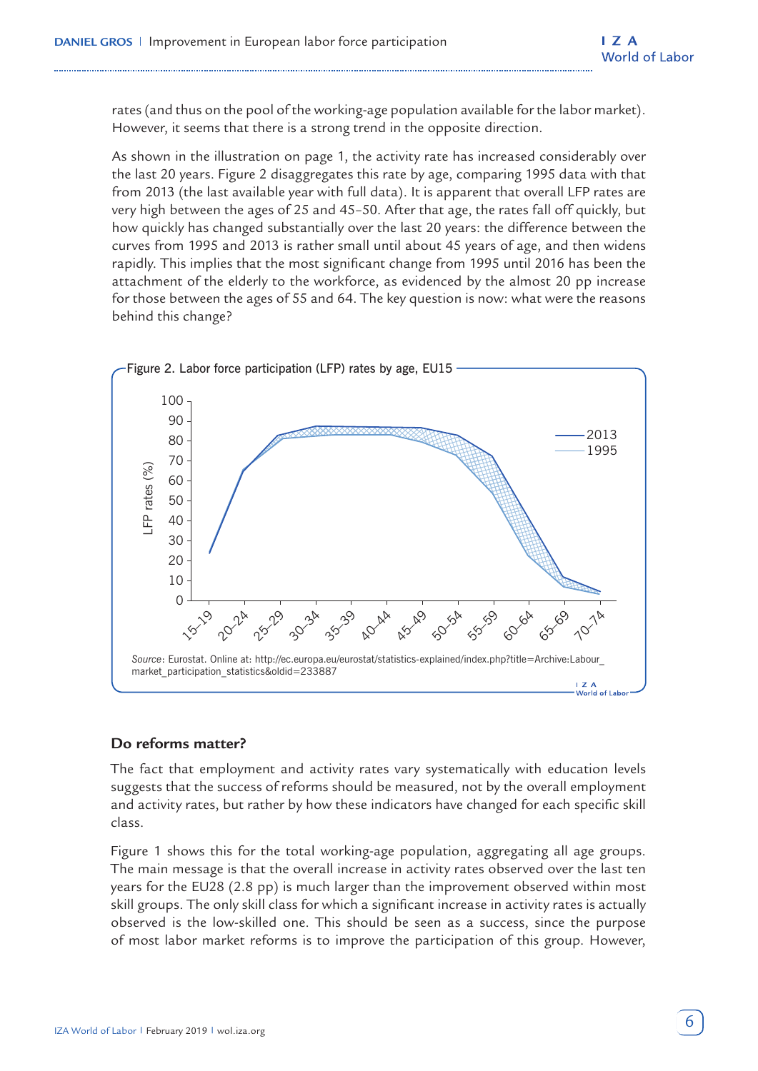rates (and thus on the pool of the working-age population available for the labor market). However, it seems that there is a strong trend in the opposite direction.

As shown in the illustration on page 1, the activity rate has increased considerably over the last 20 years. Figure 2 disaggregates this rate by age, comparing 1995 data with that from 2013 (the last available year with full data). It is apparent that overall LFP rates are very high between the ages of 25 and 45–50. After that age, the rates fall off quickly, but how quickly has changed substantially over the last 20 years: the difference between the curves from 1995 and 2013 is rather small until about 45 years of age, and then widens rapidly. This implies that the most significant change from 1995 until 2016 has been the attachment of the elderly to the workforce, as evidenced by the almost 20 pp increase for those between the ages of 55 and 64. The key question is now: what were the reasons behind this change?

Figure 2. Labor force participation (LFP) rates by age, EU15

*Source*: Eurostat. Online at: http://ec.europa.eu/eurostat/statistics-explained/index.php?title=Archive:Labour_market_participation_statistics&oldid=233887

## Do reforms matter?

The fact that employment and activity rates vary systematically with education levels suggests that the success of reforms should be measured, not by the overall employment and activity rates, but rather by how these indicators have changed for each specific skill class.

Figure 1 shows this for the total working-age population, aggregating all age groups. The main message is that the overall increase in activity rates observed over the last ten years for the EU28 (2.8 pp) is much larger than the improvement observed within most skill groups. The only skill class for which a significant increase in activity rates is actually observed is the low-skilled one. This should be seen as a success, since the purpose of most labor market reforms is to improve the participation of this group. However,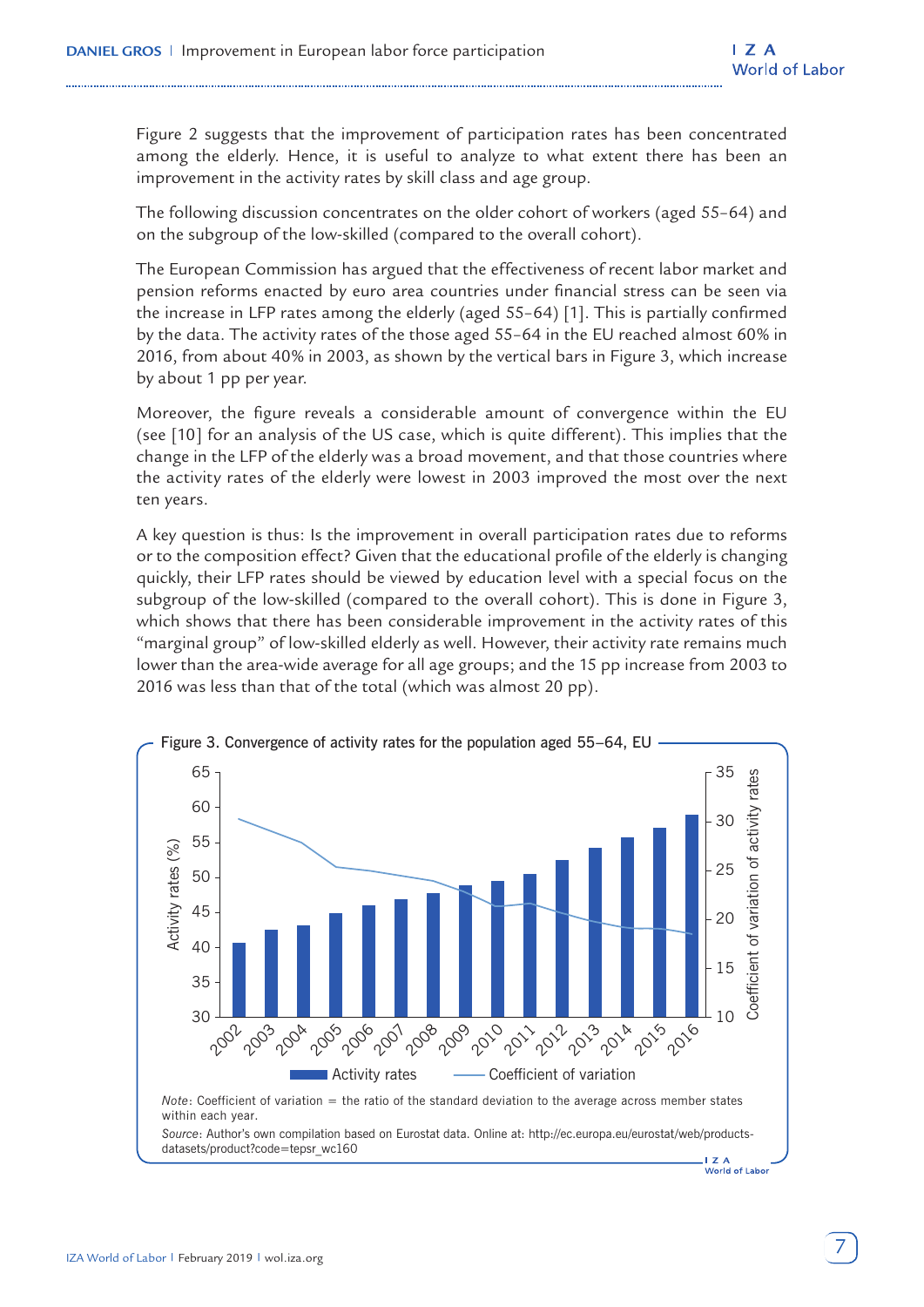Figure 2 suggests that the improvement of participation rates has been concentrated among the elderly. Hence, it is useful to analyze to what extent there has been an improvement in the activity rates by skill class and age group.

The following discussion concentrates on the older cohort of workers (aged 55–64) and on the subgroup of the low-skilled (compared to the overall cohort).

The European Commission has argued that the effectiveness of recent labor market and pension reforms enacted by euro area countries under financial stress can be seen via the increase in LFP rates among the elderly (aged 55–64) [1]. This is partially confirmed by the data. The activity rates of the those aged 55–64 in the EU reached almost 60% in 2016, from about 40% in 2003, as shown by the vertical bars in Figure 3, which increase by about 1 pp per year.

Moreover, the figure reveals a considerable amount of convergence within the EU (see [10] for an analysis of the US case, which is quite different). This implies that the change in the LFP of the elderly was a broad movement, and that those countries where the activity rates of the elderly were lowest in 2003 improved the most over the next ten years.

A key question is thus: Is the improvement in overall participation rates due to reforms or to the composition effect? Given that the educational profile of the elderly is changing quickly, their LFP rates should be viewed by education level with a special focus on the subgroup of the low-skilled (compared to the overall cohort). This is done in Figure 3, which shows that there has been considerable improvement in the activity rates of this "marginal group" of low-skilled elderly as well. However, their activity rate remains much lower than the area-wide average for all age groups; and the 15 pp increase from 2003 to 2016 was less than that of the total (which was almost 20 pp).

Figure 3. Convergence of activity rates for the population aged 55–64, EU

*Note*: Coefficient of variation = the ratio of the standard deviation to the average across member states within each year.

*Source*: Author's own compilation based on Eurostat data. Online at: http://ec.europa.eu/eurostat/web/products-datasets/product?code=tepsr_wc160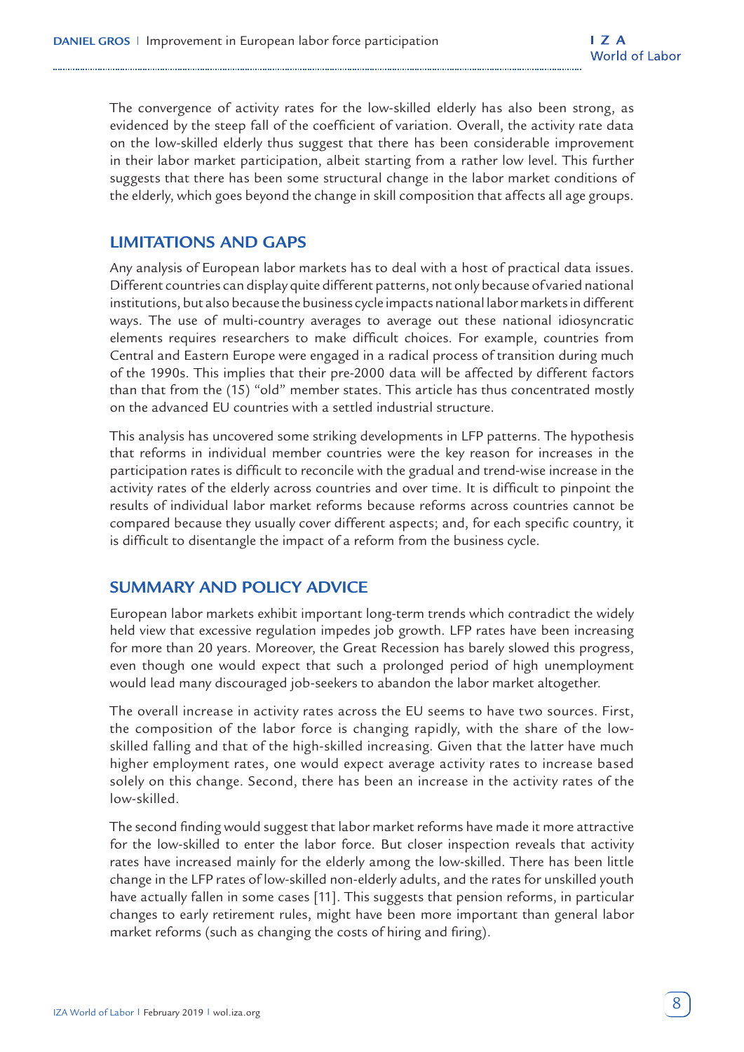The convergence of activity rates for the low-skilled elderly has also been strong, as evidenced by the steep fall of the coefficient of variation. Overall, the activity rate data on the low-skilled elderly thus suggest that there has been considerable improvement in their labor market participation, albeit starting from a rather low level. This further suggests that there has been some structural change in the labor market conditions of the elderly, which goes beyond the change in skill composition that affects all age groups.

## LIMITATIONS AND GAPS

Any analysis of European labor markets has to deal with a host of practical data issues. Different countries can display quite different patterns, not only because of varied national institutions, but also because the business cycle impacts national labor markets in different ways. The use of multi-country averages to average out these national idiosyncratic elements requires researchers to make difficult choices. For example, countries from Central and Eastern Europe were engaged in a radical process of transition during much of the 1990s. This implies that their pre-2000 data will be affected by different factors than that from the (15) "old" member states. This article has thus concentrated mostly on the advanced EU countries with a settled industrial structure.

This analysis has uncovered some striking developments in LFP patterns. The hypothesis that reforms in individual member countries were the key reason for increases in the participation rates is difficult to reconcile with the gradual and trend-wise increase in the activity rates of the elderly across countries and over time. It is difficult to pinpoint the results of individual labor market reforms because reforms across countries cannot be compared because they usually cover different aspects; and, for each specific country, it is difficult to disentangle the impact of a reform from the business cycle.

## SUMMARY AND POLICY ADVICE

European labor markets exhibit important long-term trends which contradict the widely held view that excessive regulation impedes job growth. LFP rates have been increasing for more than 20 years. Moreover, the Great Recession has barely slowed this progress, even though one would expect that such a prolonged period of high unemployment would lead many discouraged job-seekers to abandon the labor market altogether.

The overall increase in activity rates across the EU seems to have two sources. First, the composition of the labor force is changing rapidly, with the share of the low-skilled falling and that of the high-skilled increasing. Given that the latter have much higher employment rates, one would expect average activity rates to increase based solely on this change. Second, there has been an increase in the activity rates of the low-skilled.

The second finding would suggest that labor market reforms have made it more attractive for the low-skilled to enter the labor force. But closer inspection reveals that activity rates have increased mainly for the elderly among the low-skilled. There has been little change in the LFP rates of low-skilled non-elderly adults, and the rates for unskilled youth have actually fallen in some cases [11]. This suggests that pension reforms, in particular changes to early retirement rules, might have been more important than general labor market reforms (such as changing the costs of hiring and firing).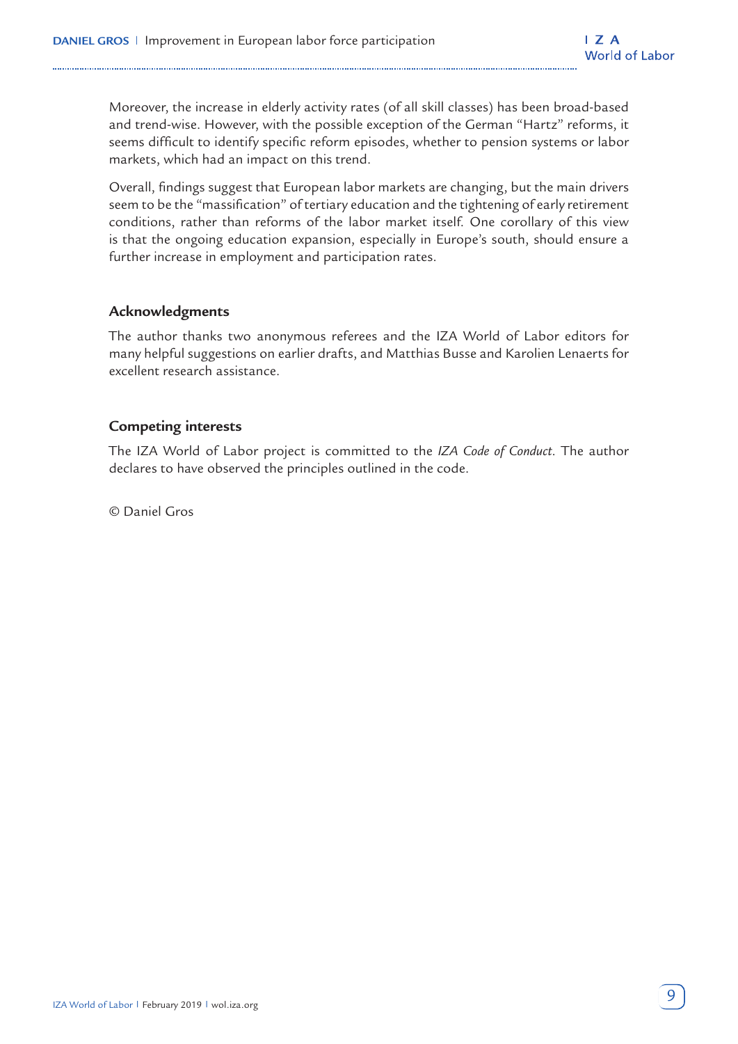Moreover, the increase in elderly activity rates (of all skill classes) has been broad-based and trend-wise. However, with the possible exception of the German "Hartz" reforms, it seems difficult to identify specific reform episodes, whether to pension systems or labor markets, which had an impact on this trend.

Overall, findings suggest that European labor markets are changing, but the main drivers seem to be the "massification" of tertiary education and the tightening of early retirement conditions, rather than reforms of the labor market itself. One corollary of this view is that the ongoing education expansion, especially in Europe's south, should ensure a further increase in employment and participation rates.

## Acknowledgments

The author thanks two anonymous referees and the IZA World of Labor editors for many helpful suggestions on earlier drafts, and Matthias Busse and Karolien Lenaerts for excellent research assistance.

## Competing interests

The IZA World of Labor project is committed to the *IZA Code of Conduct*. The author declares to have observed the principles outlined in the code.

© Daniel Gros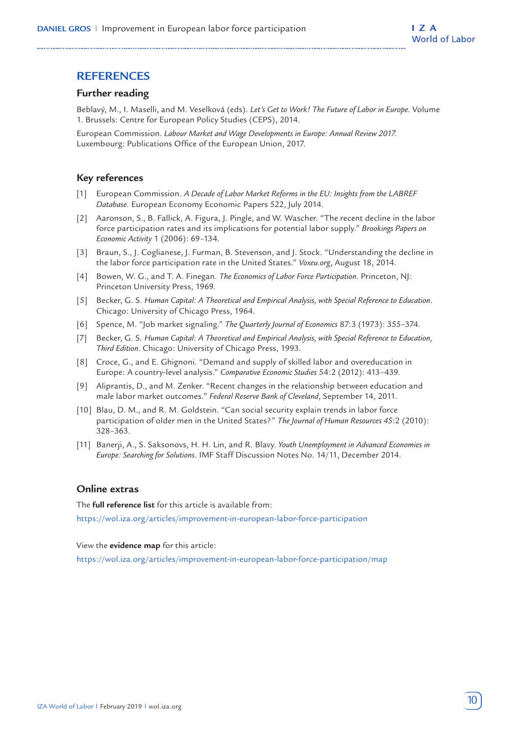## REFERENCES

### Further reading

Beblavý, M., I. Maselli, and M. Veselková (eds). *Let's Get to Work! The Future of Labor in Europe.* Volume 1. Brussels: Centre for European Policy Studies (CEPS), 2014.

European Commission. *Labour Market and Wage Developments in Europe: Annual Review 2017.* Luxembourg: Publications Office of the European Union, 2017.

### Key references

[1] European Commission. *A Decade of Labor Market Reforms in the EU: Insights from the LABREF Database.* European Economy Economic Papers 522, July 2014.

[2] Aaronson, S., B. Fallick, A. Figura, J. Pingle, and W. Wascher. "The recent decline in the labor force participation rates and its implications for potential labor supply." *Brookings Papers on Economic Activity* 1 (2006): 69–134.

[3] Braun, S., J. Coglianese, J. Furman, B. Stevenson, and J. Stock. "Understanding the decline in the labor force participation rate in the United States." *Voxeu.org*, August 18, 2014.

[4] Bowen, W. G., and T. A. Finegan. *The Economics of Labor Force Participation.* Princeton, NJ: Princeton University Press, 1969.

[5] Becker, G. S. *Human Capital: A Theoretical and Empirical Analysis, with Special Reference to Education*. Chicago: University of Chicago Press, 1964.

[6] Spence, M. "Job market signaling." *The Quarterly Journal of Economics* 87:3 (1973): 355–374.

[7] Becker, G. S. *Human Capital: A Theoretical and Empirical Analysis, with Special Reference to Education, Third Edition*. Chicago: University of Chicago Press, 1993.

[8] Croce, G., and E. Ghignoni. "Demand and supply of skilled labor and overeducation in Europe: A country-level analysis." *Comparative Economic Studies* 54:2 (2012): 413–439.

[9] Aliprantis, D., and M. Zenker. "Recent changes in the relationship between education and male labor market outcomes." *Federal Reserve Bank of Cleveland*, September 14, 2011.

[10] Blau, D. M., and R. M. Goldstein. "Can social security explain trends in labor force participation of older men in the United States?" *The Journal of Human Resources 45*:2 (2010): 328–363.

[11] Banerji, A., S. Saksonovs, H. H. Lin, and R. Blavy. *Youth Unemployment in Advanced Economies in Europe: Searching for Solutions*. IMF Staff Discussion Notes No. 14/11, December 2014.

### Online extras

The **full reference list** for this article is available from:

https://wol.iza.org/articles/improvement-in-european-labor-force-participation

View the **evidence map** for this article:

https://wol.iza.org/articles/improvement-in-european-labor-force-participation/map